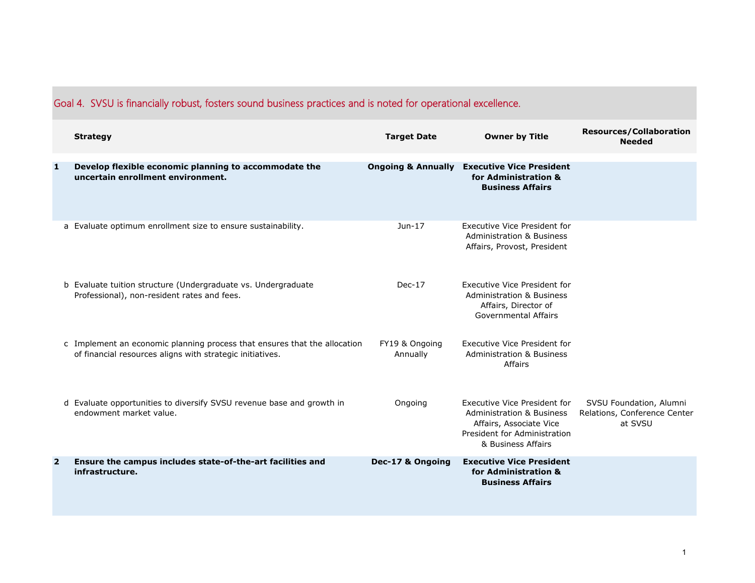## Goal 4. SVSU is financially robust, fosters sound business practices and is noted for operational excellence.

| | | Strategy | Target Date | Owner by Title | Resources/Collaboration Needed |
|---|---|---|---|---|---|
| **1** | | **Develop flexible economic planning to accommodate the uncertain enrollment environment.** | **Ongoing & Annually** | **Executive Vice President for Administration & Business Affairs** | |
| | a | Evaluate optimum enrollment size to ensure sustainability. | Jun-17 | Executive Vice President for Administration & Business Affairs, Provost, President | |
| | b | Evaluate tuition structure (Undergraduate vs. Undergraduate Professional), non-resident rates and fees. | Dec-17 | Executive Vice President for Administration & Business Affairs, Director of Governmental Affairs | |
| | c | Implement an economic planning process that ensures that the allocation of financial resources aligns with strategic initiatives. | FY19 & Ongoing Annually | Executive Vice President for Administration & Business Affairs | |
| | d | Evaluate opportunities to diversify SVSU revenue base and growth in endowment market value. | Ongoing | Executive Vice President for Administration & Business Affairs, Associate Vice President for Administration & Business Affairs | SVSU Foundation, Alumni Relations, Conference Center at SVSU |
| **2** | | **Ensure the campus includes state-of-the-art facilities and infrastructure.** | **Dec-17 & Ongoing** | **Executive Vice President for Administration & Business Affairs** | |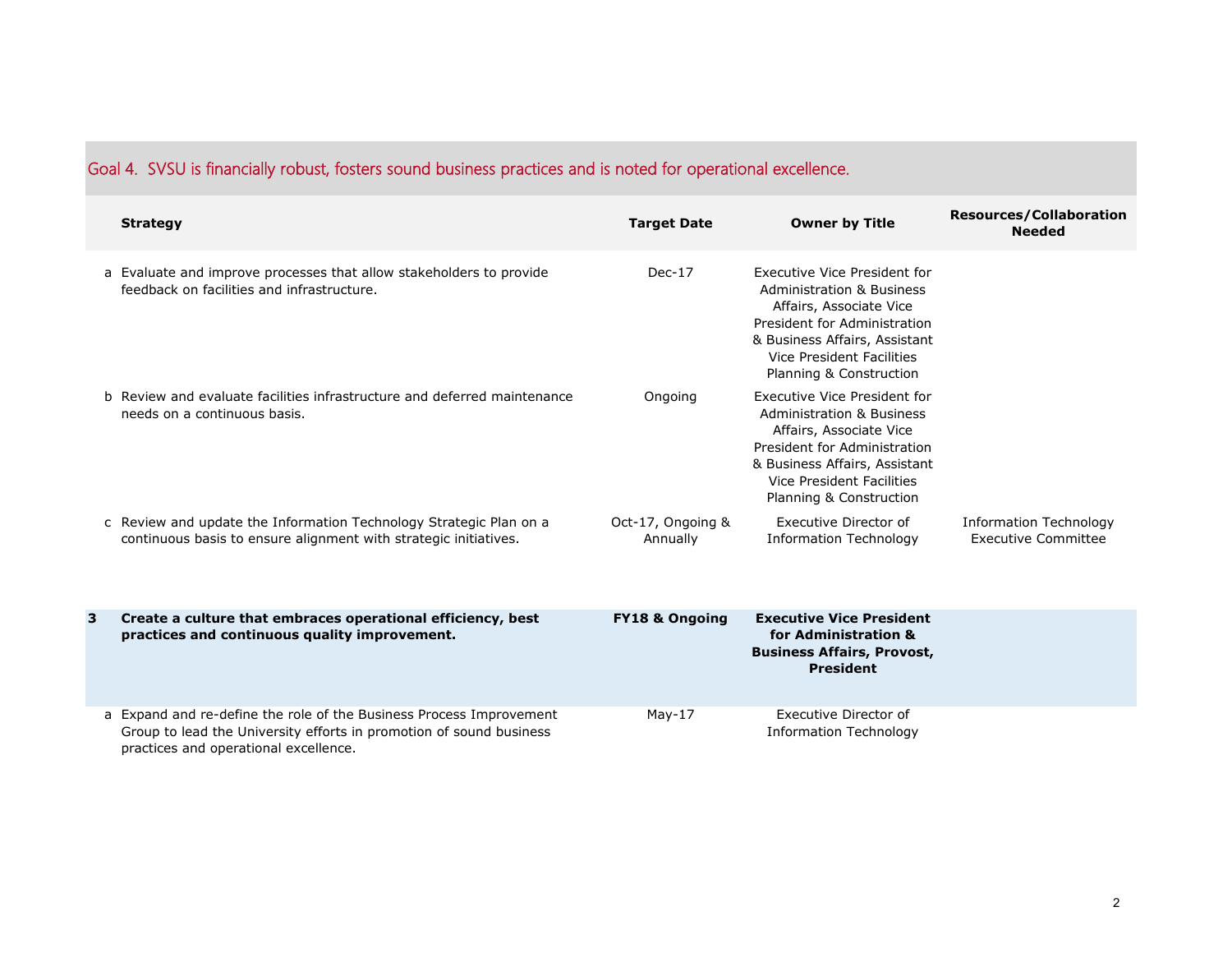## Goal 4. SVSU is financially robust, fosters sound business practices and is noted for operational excellence.

| | Strategy | Target Date | Owner by Title | Resources/Collaboration Needed |
|---|---|---|---|---|
| a | Evaluate and improve processes that allow stakeholders to provide feedback on facilities and infrastructure. | Dec-17 | Executive Vice President for Administration & Business Affairs, Associate Vice President for Administration & Business Affairs, Assistant Vice President Facilities Planning & Construction | |
| b | Review and evaluate facilities infrastructure and deferred maintenance needs on a continuous basis. | Ongoing | Executive Vice President for Administration & Business Affairs, Associate Vice President for Administration & Business Affairs, Assistant Vice President Facilities Planning & Construction | |
| c | Review and update the Information Technology Strategic Plan on a continuous basis to ensure alignment with strategic initiatives. | Oct-17, Ongoing & Annually | Executive Director of Information Technology | Information Technology Executive Committee |
| **3** | **Create a culture that embraces operational efficiency, best practices and continuous quality improvement.** | **FY18 & Ongoing** | **Executive Vice President for Administration & Business Affairs, Provost, President** | |
| a | Expand and re-define the role of the Business Process Improvement Group to lead the University efforts in promotion of sound business practices and operational excellence. | May-17 | Executive Director of Information Technology | |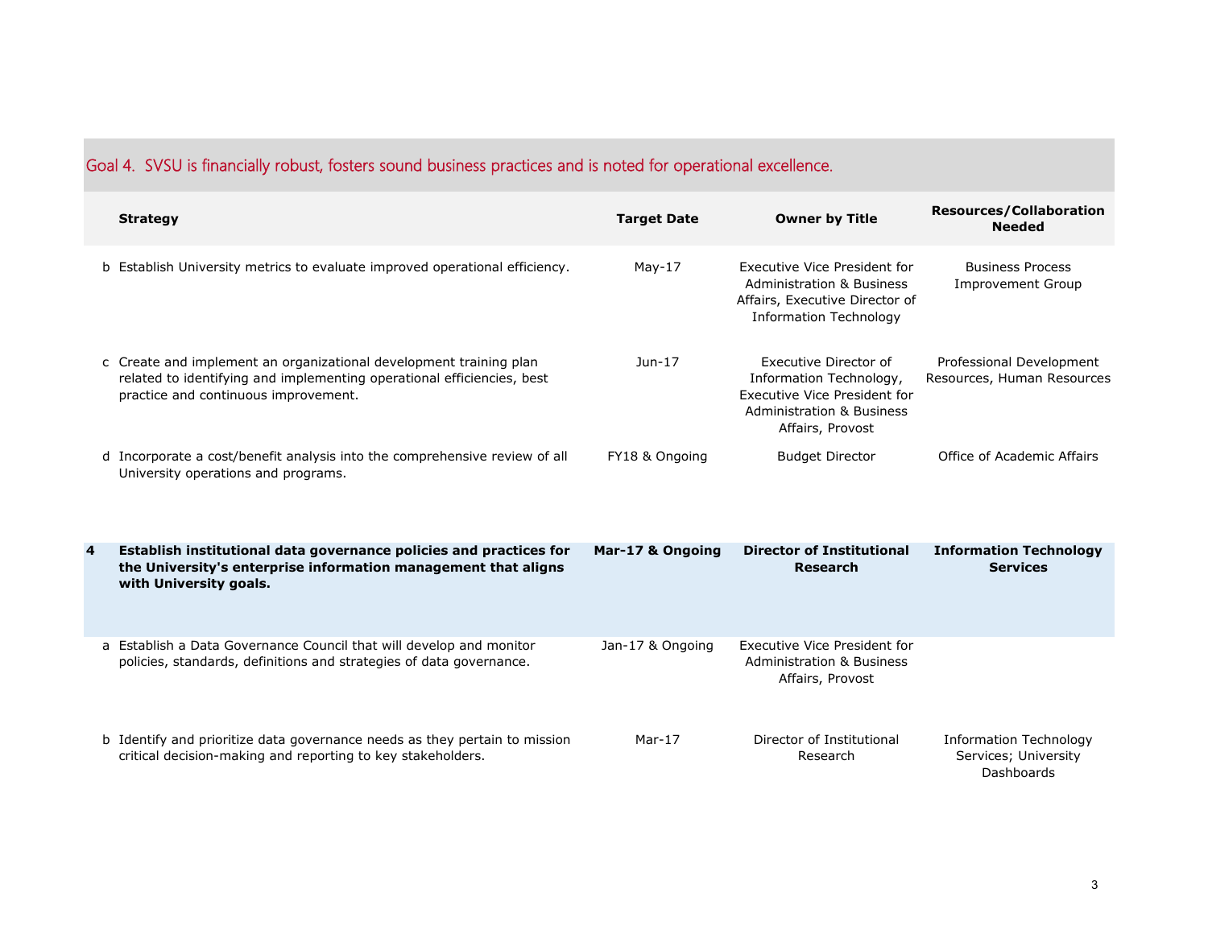## Goal 4. SVSU is financially robust, fosters sound business practices and is noted for operational excellence.

| | Strategy | Target Date | Owner by Title | Resources/Collaboration Needed |
|---|---|---|---|---|
| b | Establish University metrics to evaluate improved operational efficiency. | May-17 | Executive Vice President for Administration & Business Affairs, Executive Director of Information Technology | Business Process Improvement Group |
| c | Create and implement an organizational development training plan related to identifying and implementing operational efficiencies, best practice and continuous improvement. | Jun-17 | Executive Director of Information Technology, Executive Vice President for Administration & Business Affairs, Provost | Professional Development Resources, Human Resources |
| d | Incorporate a cost/benefit analysis into the comprehensive review of all University operations and programs. | FY18 & Ongoing | Budget Director | Office of Academic Affairs |
| **4** | **Establish institutional data governance policies and practices for the University's enterprise information management that aligns with University goals.** | **Mar-17 & Ongoing** | **Director of Institutional Research** | **Information Technology Services** |
| a | Establish a Data Governance Council that will develop and monitor policies, standards, definitions and strategies of data governance. | Jan-17 & Ongoing | Executive Vice President for Administration & Business Affairs, Provost | |
| b | Identify and prioritize data governance needs as they pertain to mission critical decision-making and reporting to key stakeholders. | Mar-17 | Director of Institutional Research | Information Technology Services; University Dashboards |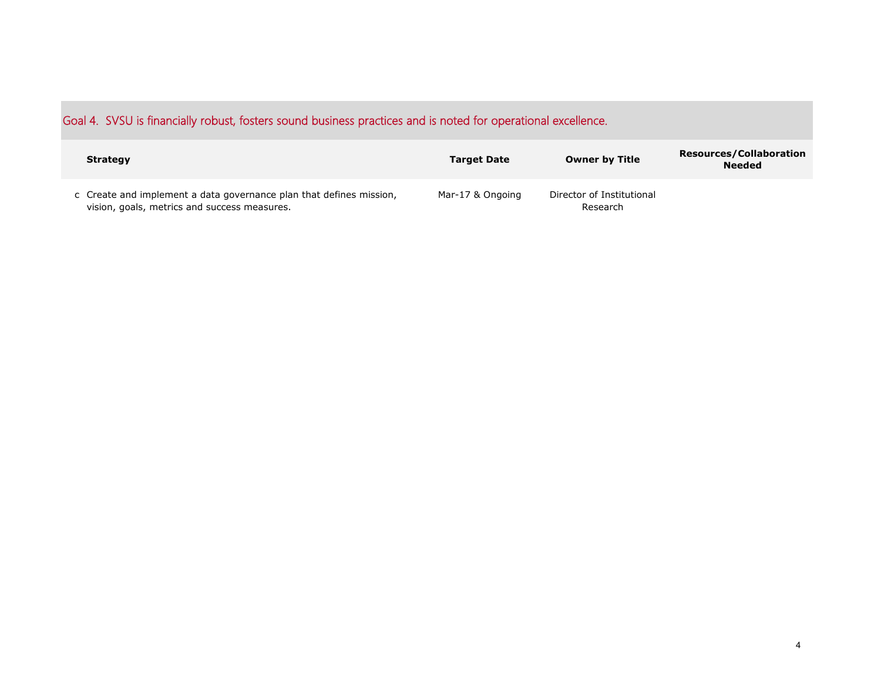## Goal 4. SVSU is financially robust, fosters sound business practices and is noted for operational excellence.

| | Strategy | Target Date | Owner by Title | Resources/Collaboration Needed |
|---|---|---|---|---|
| c | Create and implement a data governance plan that defines mission, vision, goals, metrics and success measures. | Mar-17 & Ongoing | Director of Institutional Research | |